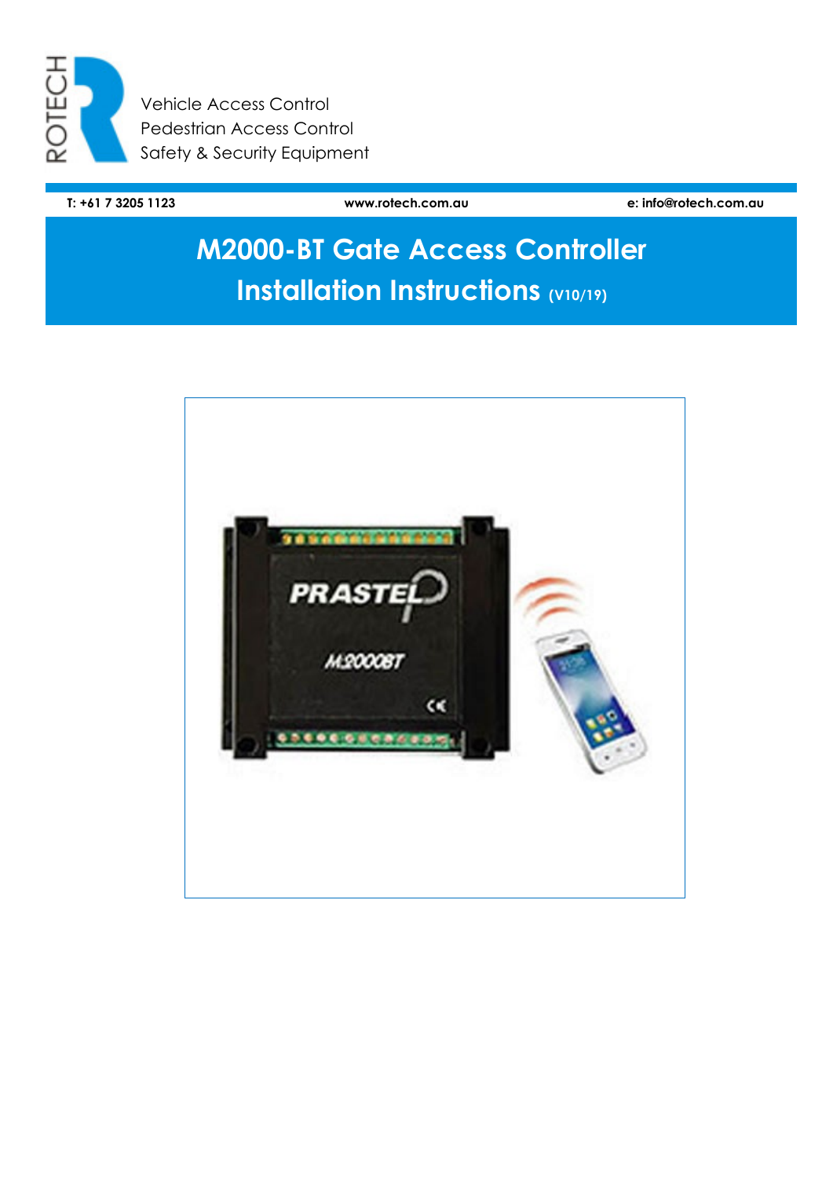ROTECH

Vehicle Access Control
Pedestrian Access Control
Safety & Security Equipment

**T: +61 7 3205 1123** **www.rotech.com.au** **e: info@rotech.com.au**

# M2000-BT Gate Access Controller Installation Instructions (V10/19)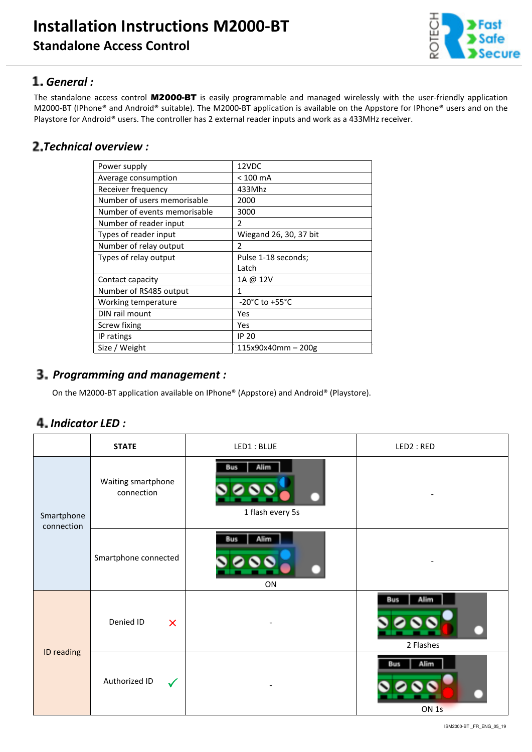# Installation Instructions M2000-BT

## Standalone Access Control

## 1. *General :*

The standalone access control **M2000-BT** is easily programmable and managed wirelessly with the user-friendly application M2000-BT (IPhone® and Android® suitable). The M2000-BT application is available on the Appstore for IPhone® users and on the Playstore for Android® users. The controller has 2 external reader inputs and work as a 433MHz receiver.

## 2. *Technical overview :*

| | |
|---|---|
| Power supply | 12VDC |
| Average consumption | < 100 mA |
| Receiver frequency | 433Mhz |
| Number of users memorisable | 2000 |
| Number of events memorisable | 3000 |
| Number of reader input | 2 |
| Types of reader input | Wiegand 26, 30, 37 bit |
| Number of relay output | 2 |
| Types of relay output | Pulse 1-18 seconds; Latch |
| Contact capacity | 1A @ 12V |
| Number of RS485 output | 1 |
| Working temperature | -20°C to +55°C |
| DIN rail mount | Yes |
| Screw fixing | Yes |
| IP ratings | IP 20 |
| Size / Weight | 115x90x40mm – 200g |

## 3. *Programming and management :*

On the M2000-BT application available on IPhone® (Appstore) and Android® (Playstore).

## 4. *Indicator LED :*

| | STATE | LED1 : BLUE | LED2 : RED |
|---|---|---|---|
| Smartphone connection | Waiting smartphone connection | 1 flash every 5s | - |
| | Smartphone connected | ON | - |
| ID reading | Denied ID ✗ | - | 2 Flashes |
| | Authorized ID ✓ | - | ON 1s |

ISM2000-BT _FR_ENG_05_19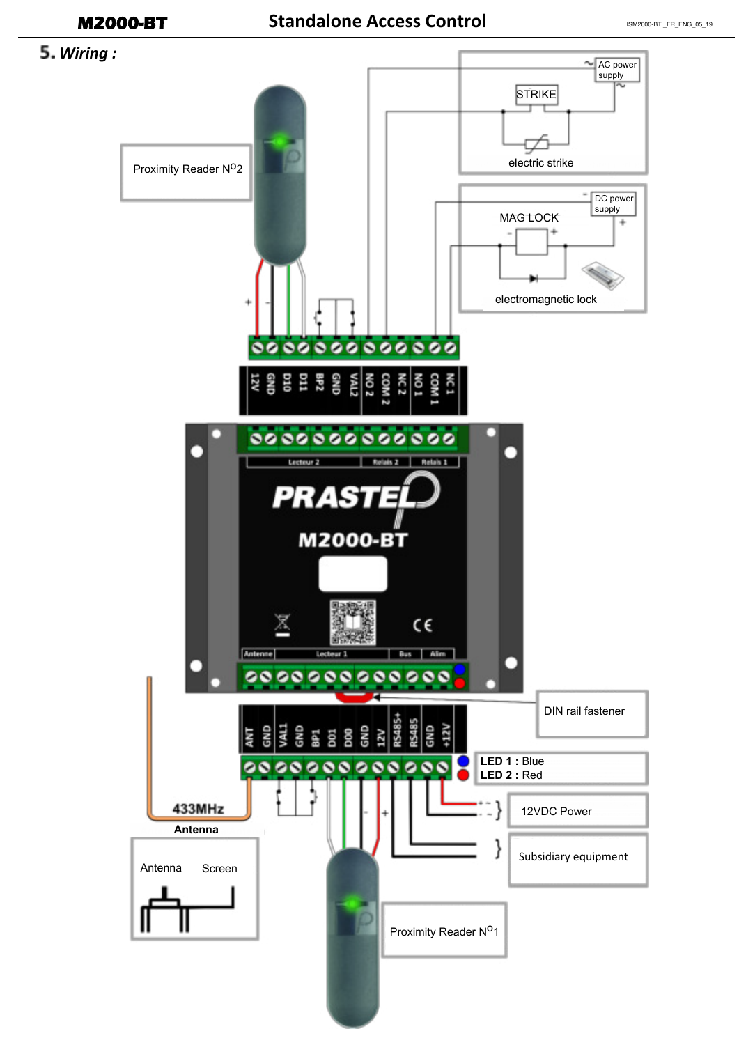## 5. *Wiring :*

Proximity Reader N°2

AC power supply

STRIKE

electric strike

DC power supply

MAG LOCK

electromagnetic lock

12V
GND
D10
D11
BP2
GND
VAL2
NO 2
COM 2
NC 2
NO 1
COM 1
NC 1

Lecteur 2
Relais 2
Relais 1

PRASTEL

M2000-BT

Antenne
Lecteur 1
Bus
Alim

DIN rail fastener

ANT
GND
VAL1
GND
BP1
D01
D00
GND
12V
RS485+
RS485
GND
+12V

LED 1 : Blue
LED 2 : Red

433MHz
Antenna

12VDC Power

Subsidiary equipment

Antenna
Screen

Proximity Reader N°1